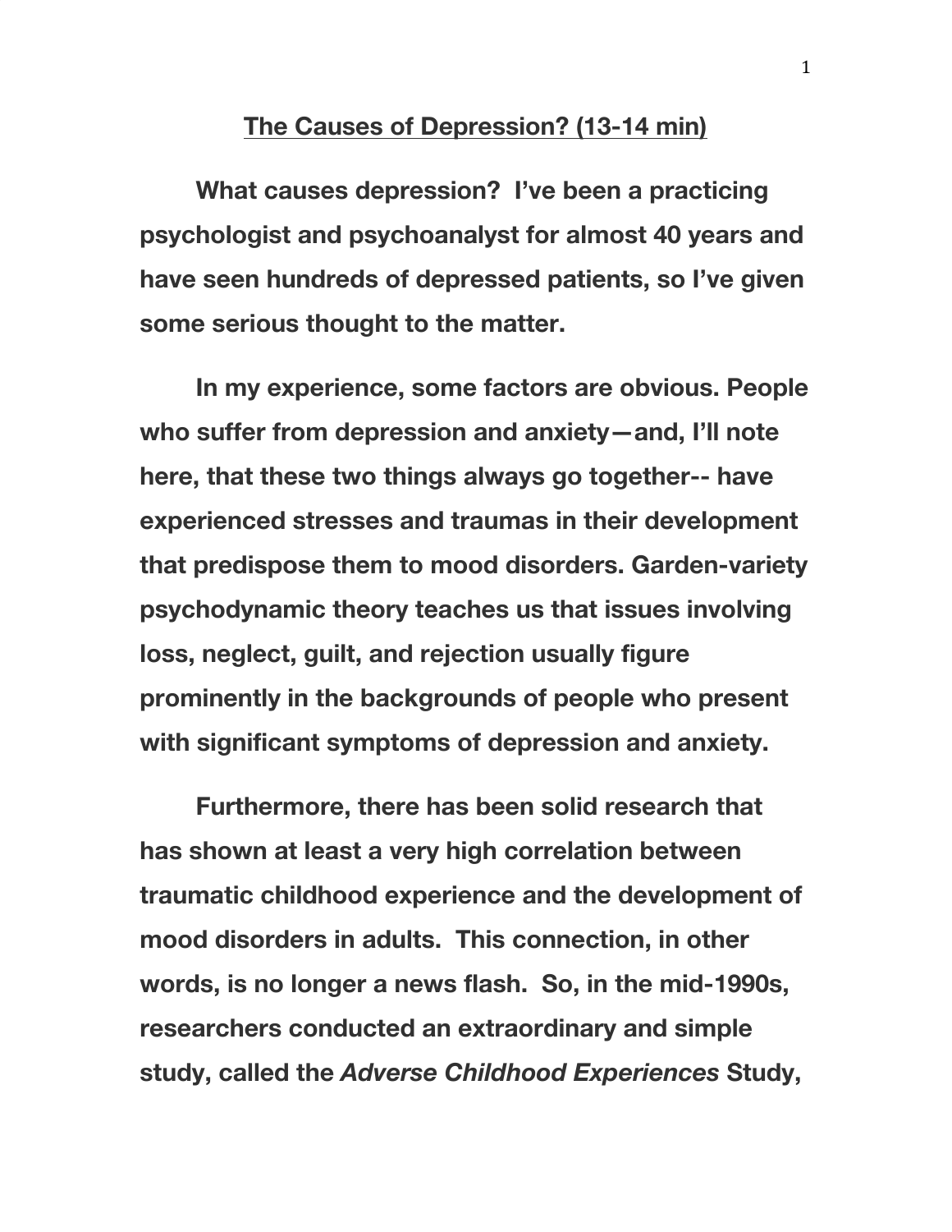# <u>The Causes of Depression? (13-14 min)</u>

**What causes depression? I've been a practicing psychologist and psychoanalyst for almost 40 years and have seen hundreds of depressed patients, so I've given some serious thought to the matter.**

**In my experience, some factors are obvious. People who suffer from depression and anxiety—and, I'll note here, that these two things always go together-- have experienced stresses and traumas in their development that predispose them to mood disorders. Garden-variety psychodynamic theory teaches us that issues involving loss, neglect, guilt, and rejection usually figure prominently in the backgrounds of people who present with significant symptoms of depression and anxiety.**

**Furthermore, there has been solid research that has shown at least a very high correlation between traumatic childhood experience and the development of mood disorders in adults. This connection, in other words, is no longer a news flash. So, in the mid-1990s, researchers conducted an extraordinary and simple study, called the *Adverse Childhood Experiences* Study,**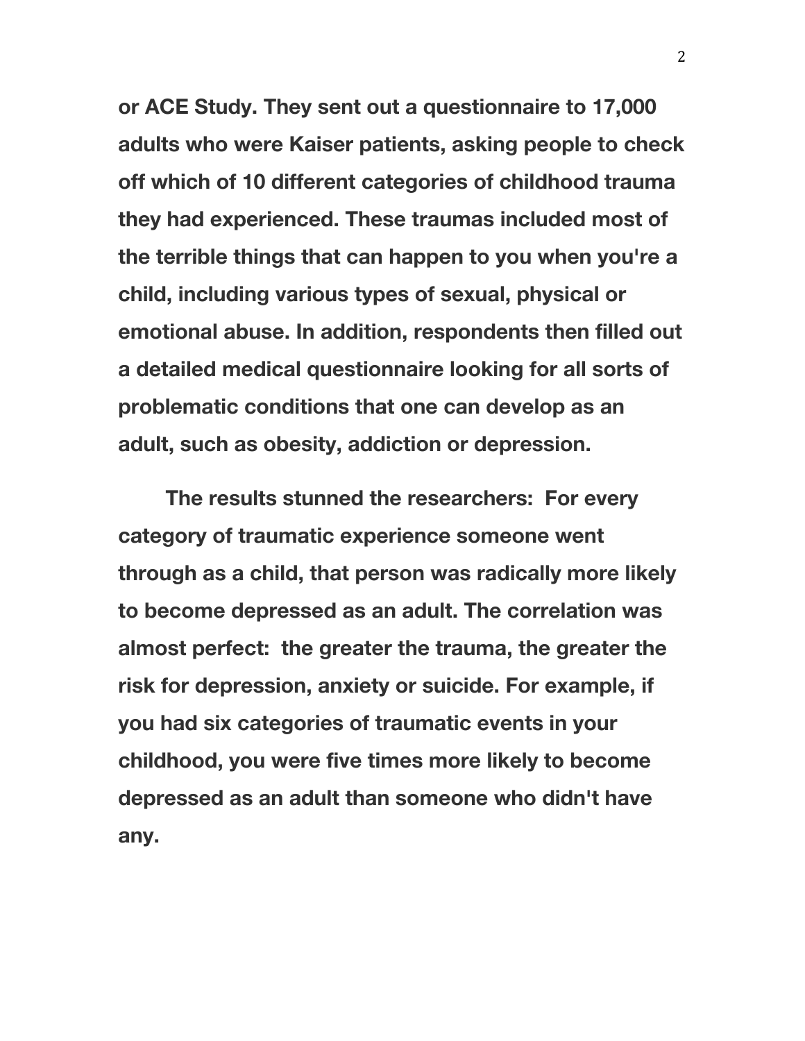**or ACE Study. They sent out a questionnaire to 17,000 adults who were Kaiser patients, asking people to check off which of 10 different categories of childhood trauma they had experienced. These traumas included most of the terrible things that can happen to you when you're a child, including various types of sexual, physical or emotional abuse. In addition, respondents then filled out a detailed medical questionnaire looking for all sorts of problematic conditions that one can develop as an adult, such as obesity, addiction or depression.**

**The results stunned the researchers: For every category of traumatic experience someone went through as a child, that person was radically more likely to become depressed as an adult. The correlation was almost perfect: the greater the trauma, the greater the risk for depression, anxiety or suicide. For example, if you had six categories of traumatic events in your childhood, you were five times more likely to become depressed as an adult than someone who didn't have any.**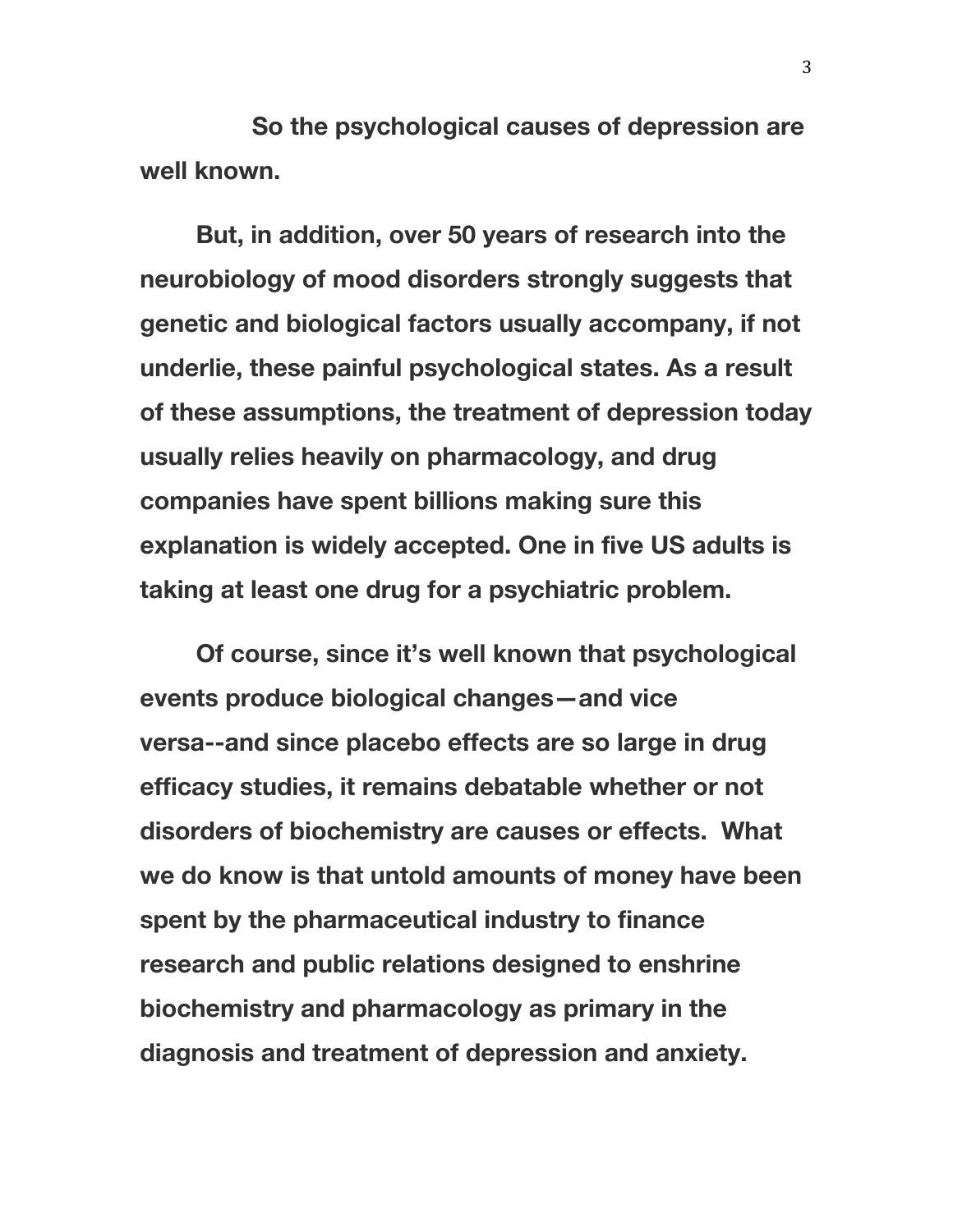**So the psychological causes of depression are well known.**

**But, in addition, over 50 years of research into the neurobiology of mood disorders strongly suggests that genetic and biological factors usually accompany, if not underlie, these painful psychological states. As a result of these assumptions, the treatment of depression today usually relies heavily on pharmacology, and drug companies have spent billions making sure this explanation is widely accepted. One in five US adults is taking at least one drug for a psychiatric problem.**

**Of course, since it's well known that psychological events produce biological changes—and vice versa--and since placebo effects are so large in drug efficacy studies, it remains debatable whether or not disorders of biochemistry are causes or effects. What we do know is that untold amounts of money have been spent by the pharmaceutical industry to finance research and public relations designed to enshrine biochemistry and pharmacology as primary in the diagnosis and treatment of depression and anxiety.**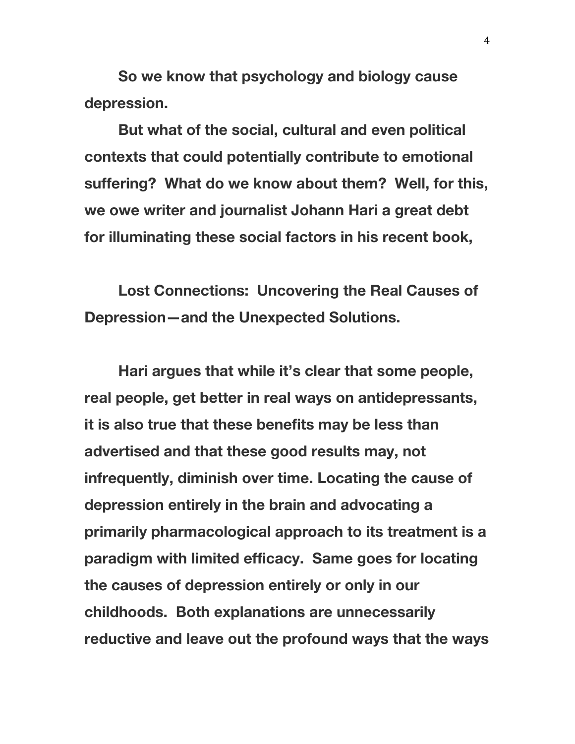**So we know that psychology and biology cause depression.**

**But what of the social, cultural and even political contexts that could potentially contribute to emotional suffering? What do we know about them? Well, for this, we owe writer and journalist Johann Hari a great debt for illuminating these social factors in his recent book,**

**Lost Connections: Uncovering the Real Causes of Depression—and the Unexpected Solutions.**

**Hari argues that while it's clear that some people, real people, get better in real ways on antidepressants, it is also true that these benefits may be less than advertised and that these good results may, not infrequently, diminish over time. Locating the cause of depression entirely in the brain and advocating a primarily pharmacological approach to its treatment is a paradigm with limited efficacy. Same goes for locating the causes of depression entirely or only in our childhoods. Both explanations are unnecessarily reductive and leave out the profound ways that the ways**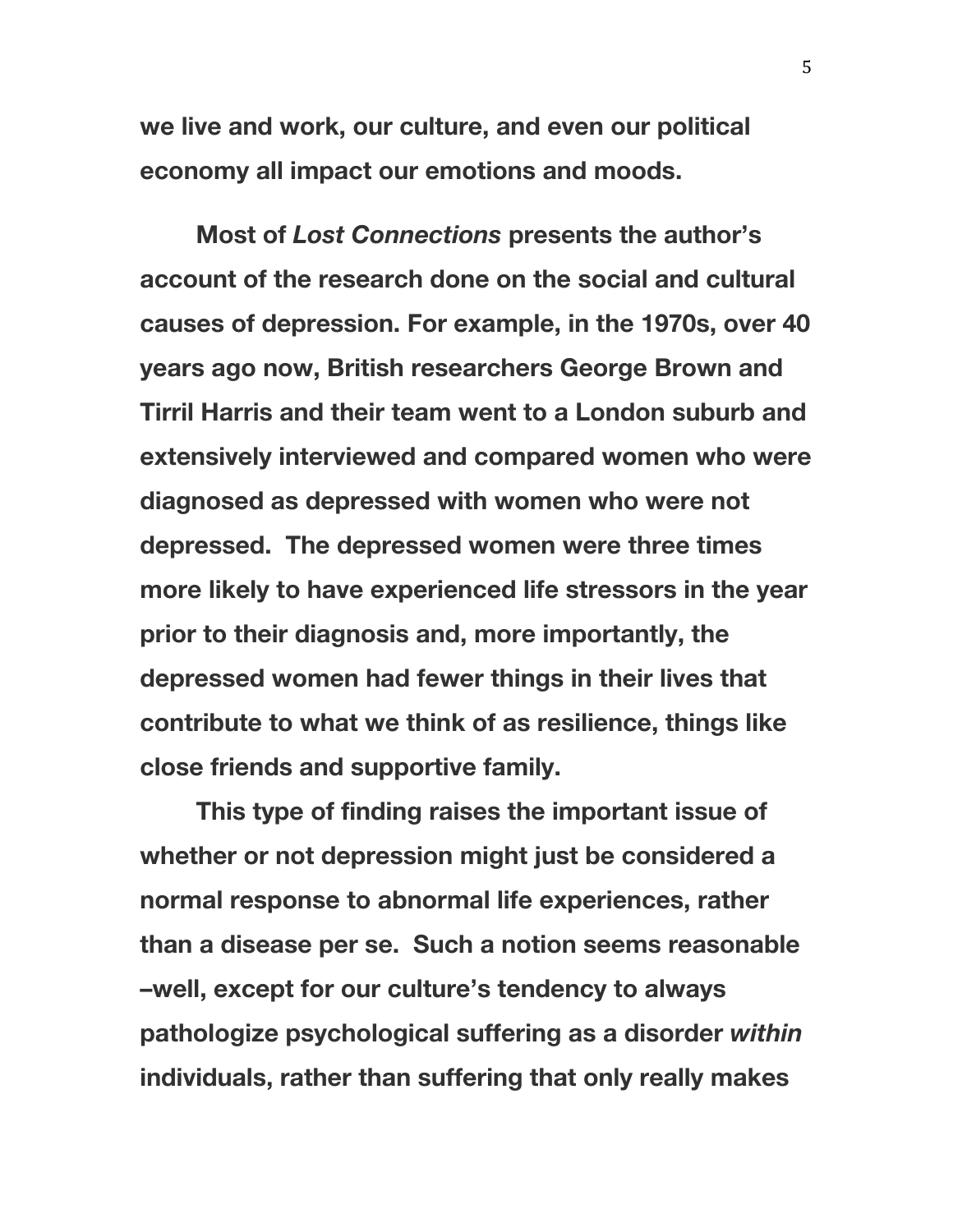**we live and work, our culture, and even our political economy all impact our emotions and moods.**

**Most of *Lost Connections* presents the author's account of the research done on the social and cultural causes of depression. For example, in the 1970s, over 40 years ago now, British researchers George Brown and Tirril Harris and their team went to a London suburb and extensively interviewed and compared women who were diagnosed as depressed with women who were not depressed. The depressed women were three times more likely to have experienced life stressors in the year prior to their diagnosis and, more importantly, the depressed women had fewer things in their lives that contribute to what we think of as resilience, things like close friends and supportive family.**

**This type of finding raises the important issue of whether or not depression might just be considered a normal response to abnormal life experiences, rather than a disease per se. Such a notion seems reasonable –well, except for our culture's tendency to always pathologize psychological suffering as a disorder *within* individuals, rather than suffering that only really makes**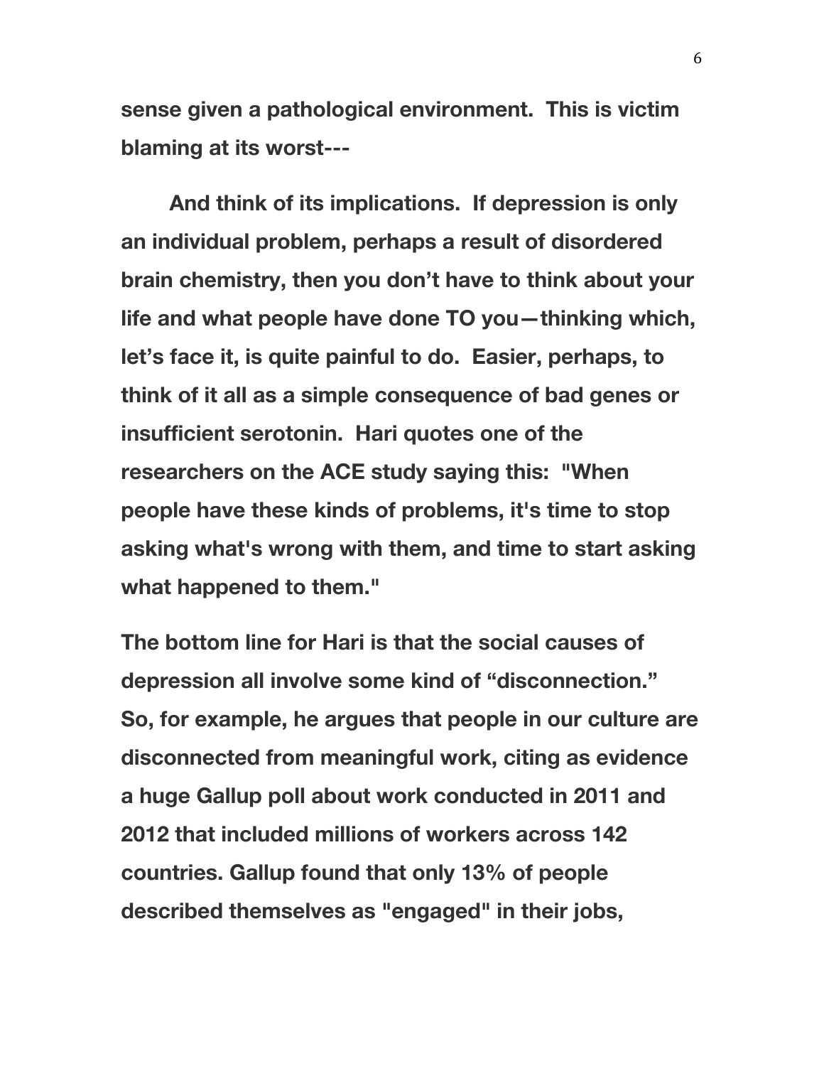**sense given a pathological environment. This is victim blaming at its worst---**

**And think of its implications. If depression is only an individual problem, perhaps a result of disordered brain chemistry, then you don't have to think about your life and what people have done TO you—thinking which, let's face it, is quite painful to do. Easier, perhaps, to think of it all as a simple consequence of bad genes or insufficient serotonin. Hari quotes one of the researchers on the ACE study saying this: "When people have these kinds of problems, it's time to stop asking what's wrong with them, and time to start asking what happened to them."**

**The bottom line for Hari is that the social causes of depression all involve some kind of "disconnection." So, for example, he argues that people in our culture are disconnected from meaningful work, citing as evidence a huge Gallup poll about work conducted in 2011 and 2012 that included millions of workers across 142 countries. Gallup found that only 13% of people described themselves as "engaged" in their jobs,**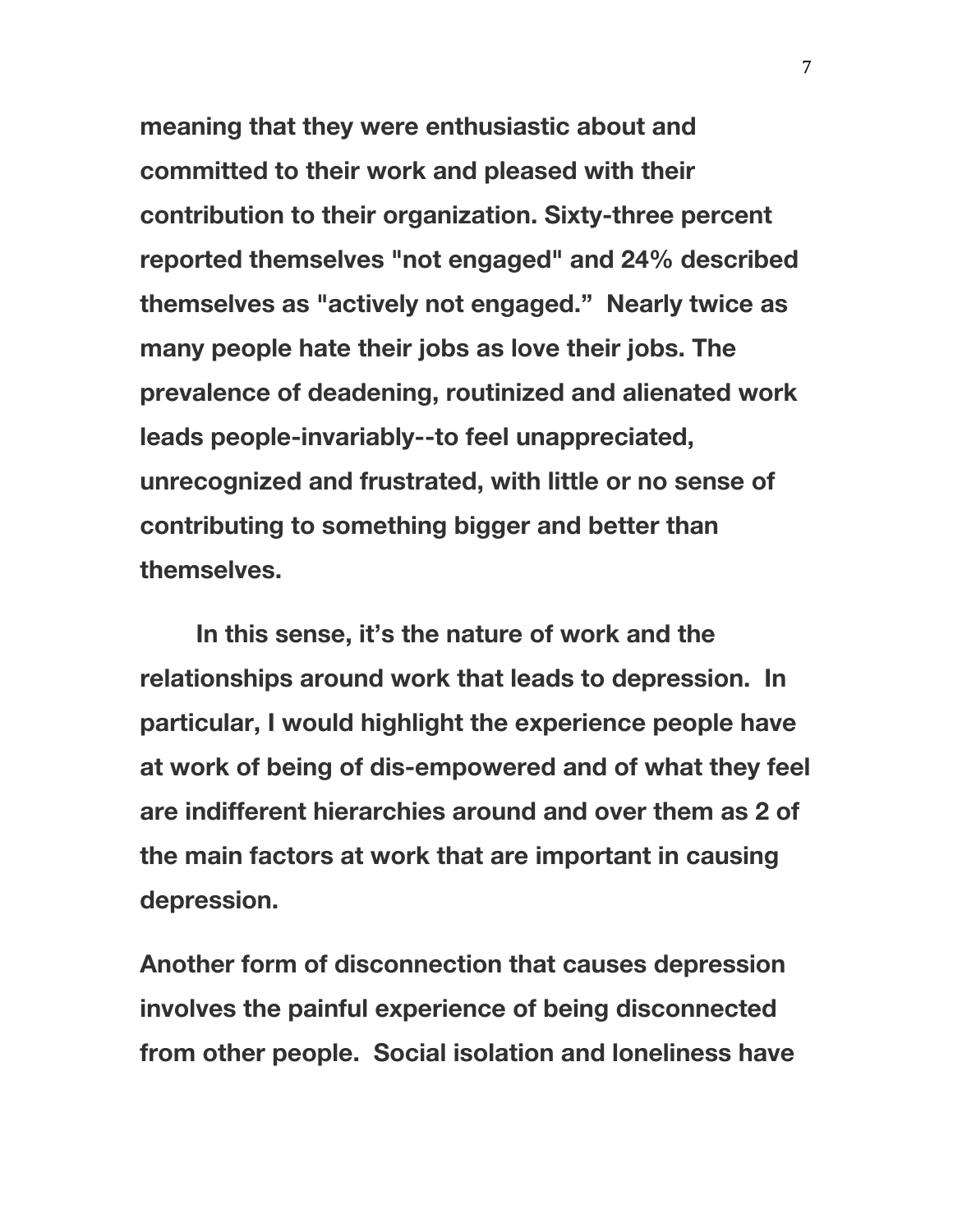meaning that they were enthusiastic about and committed to their work and pleased with their contribution to their organization. Sixty-three percent reported themselves "not engaged" and 24% described themselves as "actively not engaged." Nearly twice as many people hate their jobs as love their jobs. The prevalence of deadening, routinized and alienated work leads people-invariably--to feel unappreciated, unrecognized and frustrated, with little or no sense of contributing to something bigger and better than themselves.

In this sense, it's the nature of work and the relationships around work that leads to depression. In particular, I would highlight the experience people have at work of being of dis-empowered and of what they feel are indifferent hierarchies around and over them as 2 of the main factors at work that are important in causing depression.

Another form of disconnection that causes depression involves the painful experience of being disconnected from other people. Social isolation and loneliness have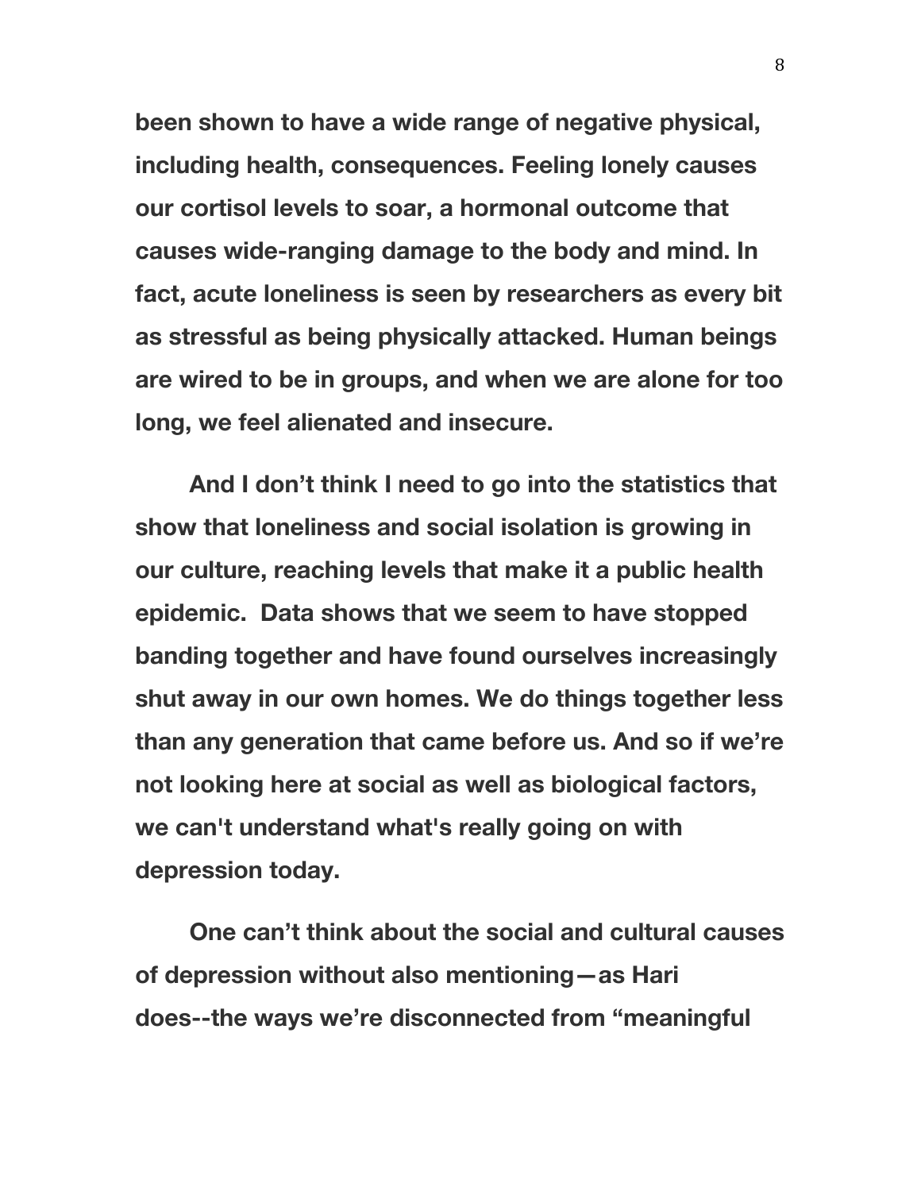been shown to have a wide range of negative physical, including health, consequences. Feeling lonely causes our cortisol levels to soar, a hormonal outcome that causes wide-ranging damage to the body and mind. In fact, acute loneliness is seen by researchers as every bit as stressful as being physically attacked. Human beings are wired to be in groups, and when we are alone for too long, we feel alienated and insecure.

And I don't think I need to go into the statistics that show that loneliness and social isolation is growing in our culture, reaching levels that make it a public health epidemic. Data shows that we seem to have stopped banding together and have found ourselves increasingly shut away in our own homes. We do things together less than any generation that came before us. And so if we're not looking here at social as well as biological factors, we can't understand what's really going on with depression today.

One can't think about the social and cultural causes of depression without also mentioning—as Hari does--the ways we're disconnected from "meaningful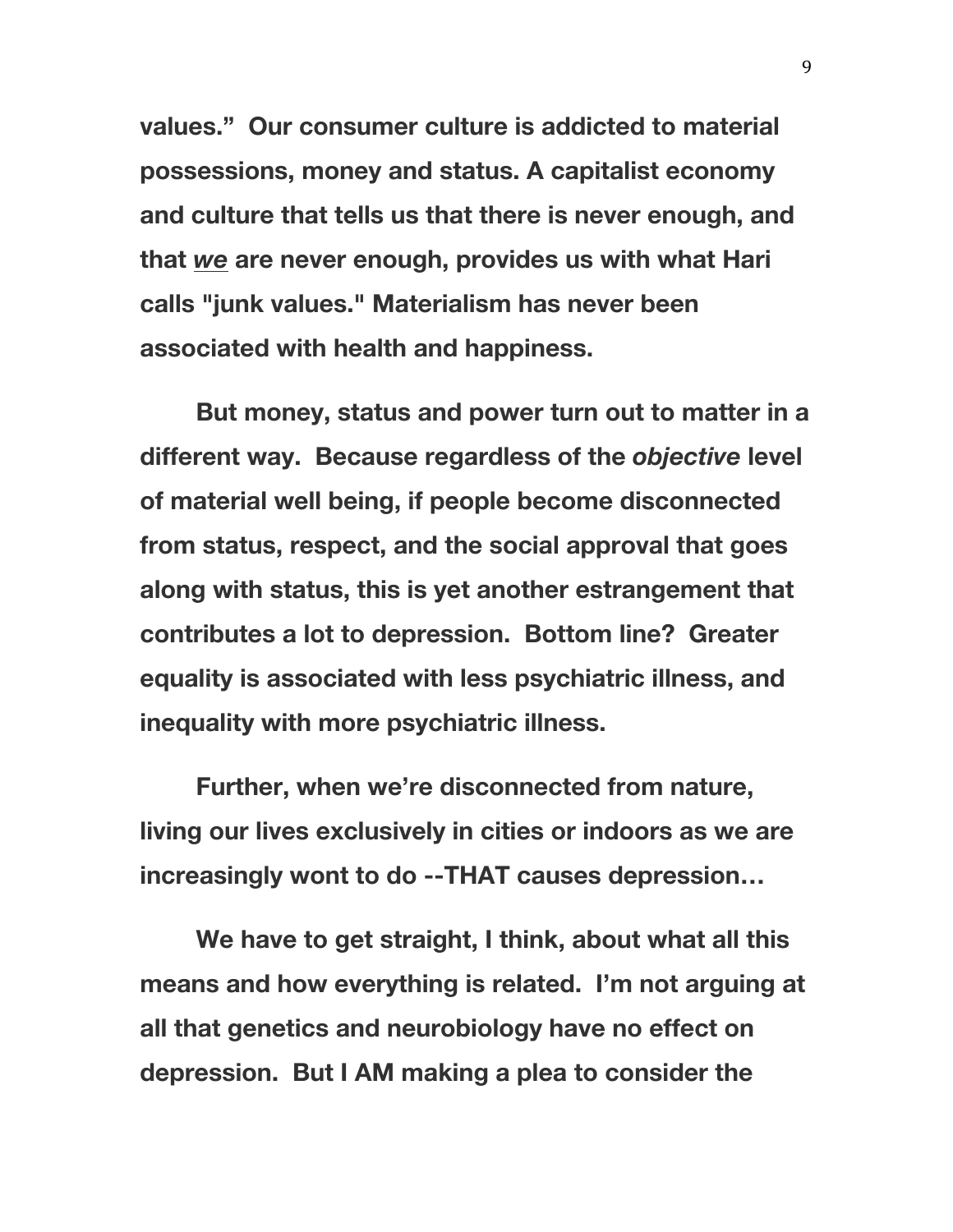**values." Our consumer culture is addicted to material possessions, money and status. A capitalist economy and culture that tells us that there is never enough, and that *<u>we</u>* are never enough, provides us with what Hari calls "junk values." Materialism has never been associated with health and happiness.**

**But money, status and power turn out to matter in a different way. Because regardless of the *objective* level of material well being, if people become disconnected from status, respect, and the social approval that goes along with status, this is yet another estrangement that contributes a lot to depression. Bottom line? Greater equality is associated with less psychiatric illness, and inequality with more psychiatric illness.**

**Further, when we're disconnected from nature, living our lives exclusively in cities or indoors as we are increasingly wont to do --THAT causes depression…**

**We have to get straight, I think, about what all this means and how everything is related. I'm not arguing at all that genetics and neurobiology have no effect on depression. But I AM making a plea to consider the**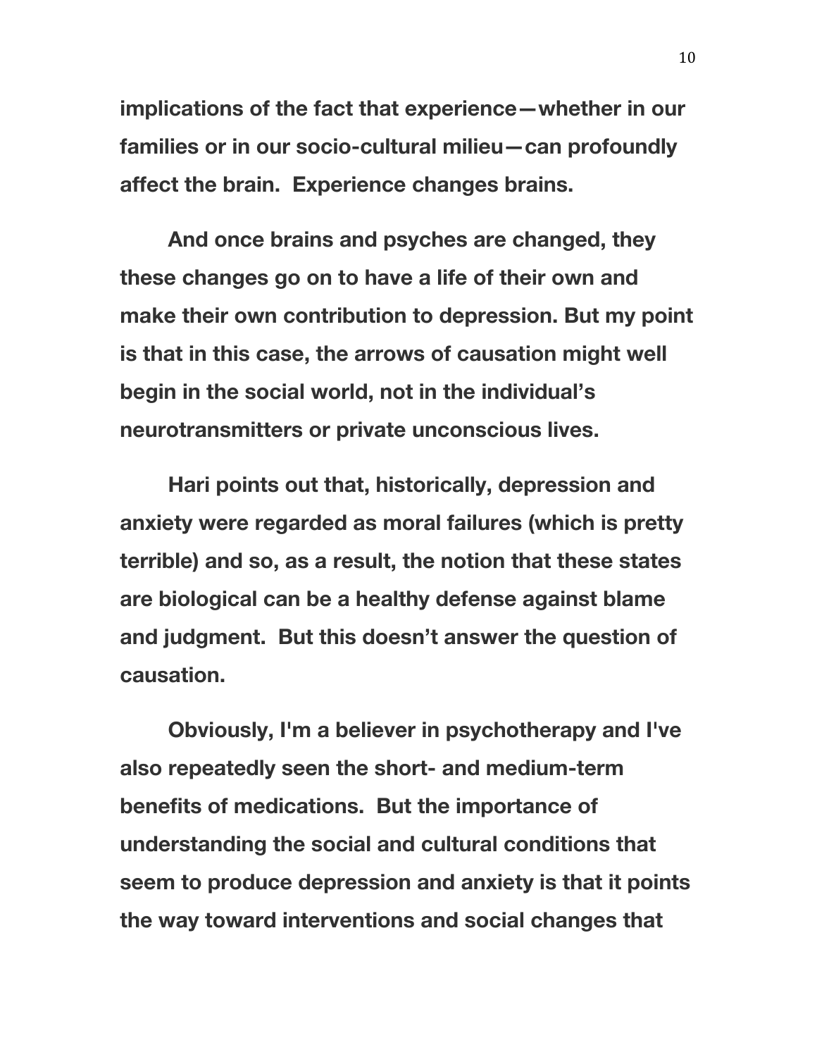**implications of the fact that experience—whether in our families or in our socio-cultural milieu—can profoundly affect the brain. Experience changes brains.**

**And once brains and psyches are changed, they these changes go on to have a life of their own and make their own contribution to depression. But my point is that in this case, the arrows of causation might well begin in the social world, not in the individual's neurotransmitters or private unconscious lives.**

**Hari points out that, historically, depression and anxiety were regarded as moral failures (which is pretty terrible) and so, as a result, the notion that these states are biological can be a healthy defense against blame and judgment. But this doesn't answer the question of causation.**

**Obviously, I'm a believer in psychotherapy and I've also repeatedly seen the short- and medium-term benefits of medications. But the importance of understanding the social and cultural conditions that seem to produce depression and anxiety is that it points the way toward interventions and social changes that**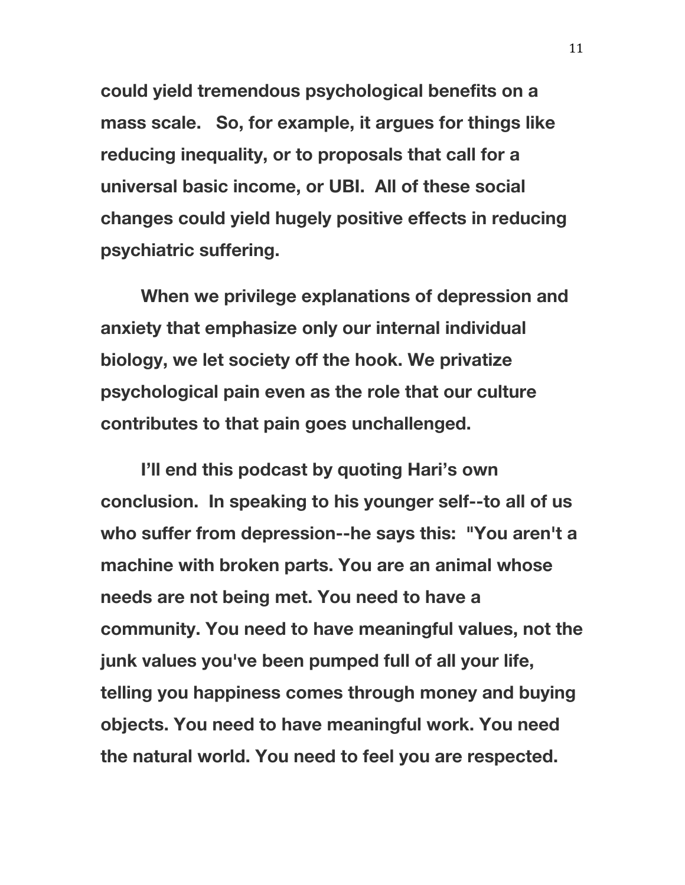could yield tremendous psychological benefits on a mass scale. So, for example, it argues for things like reducing inequality, or to proposals that call for a universal basic income, or UBI. All of these social changes could yield hugely positive effects in reducing psychiatric suffering.

When we privilege explanations of depression and anxiety that emphasize only our internal individual biology, we let society off the hook. We privatize psychological pain even as the role that our culture contributes to that pain goes unchallenged.

I'll end this podcast by quoting Hari's own conclusion. In speaking to his younger self--to all of us who suffer from depression--he says this: "You aren't a machine with broken parts. You are an animal whose needs are not being met. You need to have a community. You need to have meaningful values, not the junk values you've been pumped full of all your life, telling you happiness comes through money and buying objects. You need to have meaningful work. You need the natural world. You need to feel you are respected.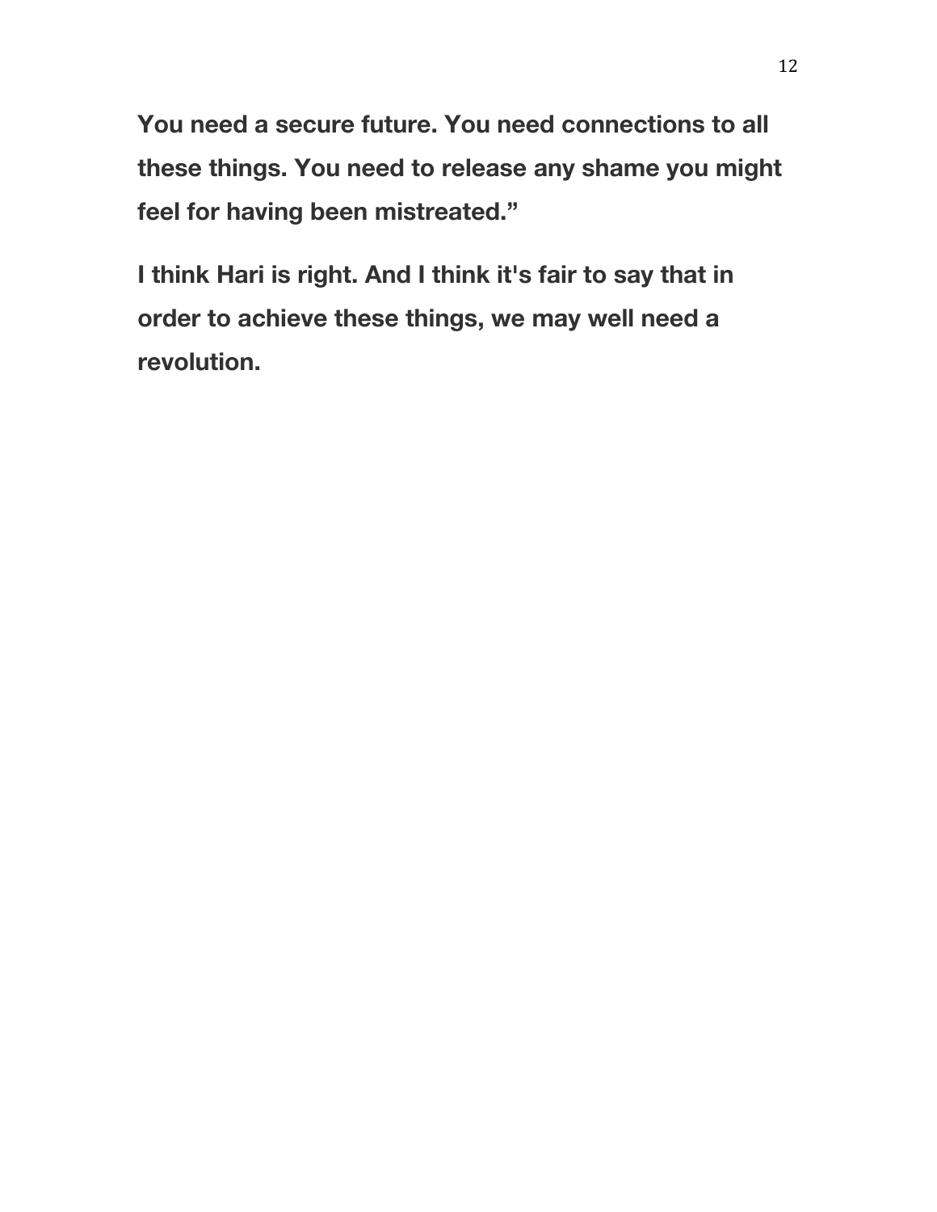**You need a secure future. You need connections to all these things. You need to release any shame you might feel for having been mistreated."**

**I think Hari is right. And I think it's fair to say that in order to achieve these things, we may well need a revolution.**